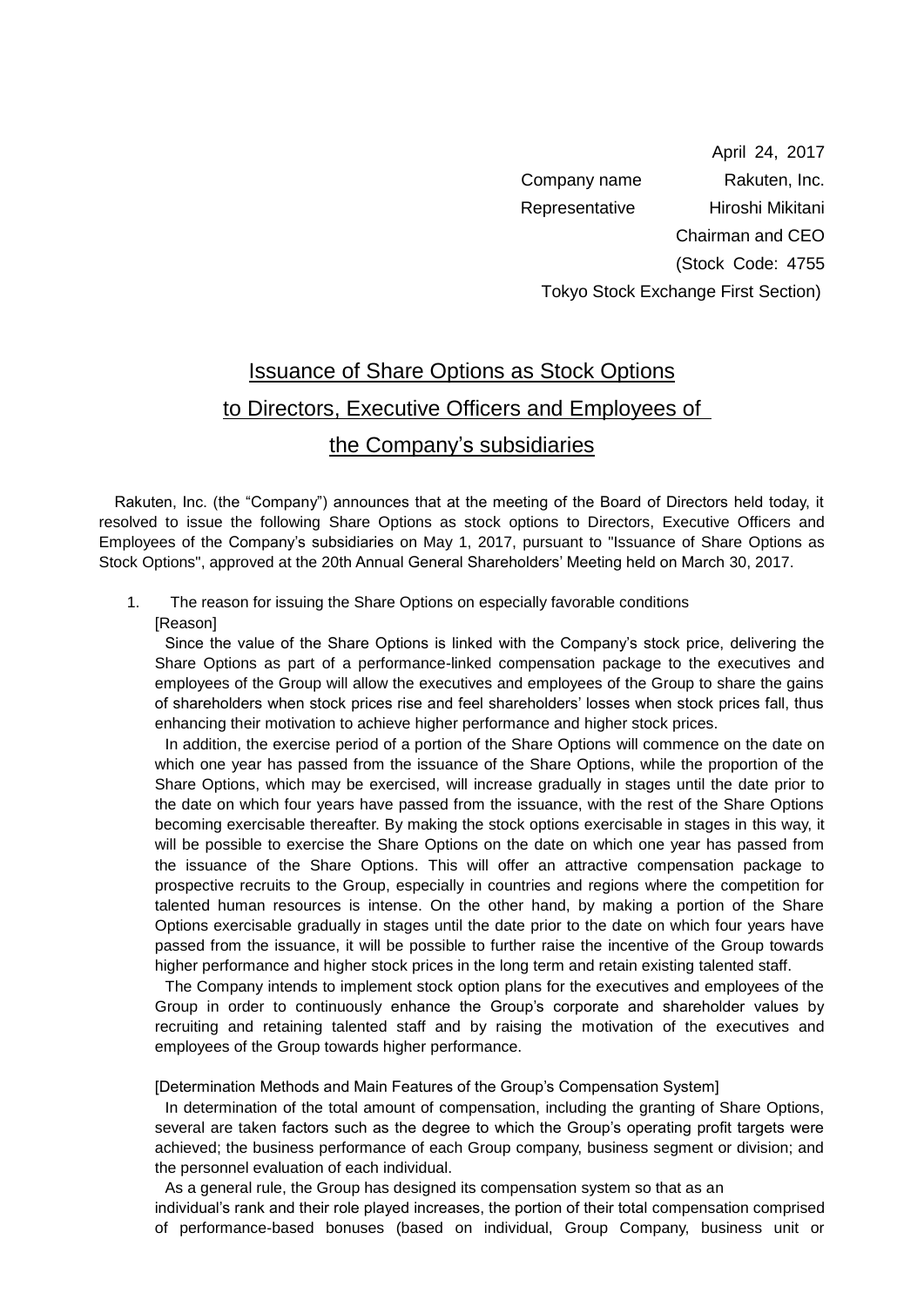April 24, 2017

Company name Rakuten, Inc.

Representative Hiroshi Mikitani

Chairman and CEO

(Stock Code: 4755

Tokyo Stock Exchange First Section)

# Issuance of Share Options as Stock Options to Directors, Executive Officers and Employees of the Company's subsidiaries

Rakuten, Inc. (the "Company") announces that at the meeting of the Board of Directors held today, it resolved to issue the following Share Options as stock options to Directors, Executive Officers and Employees of the Company's subsidiaries on May 1, 2017, pursuant to "Issuance of Share Options as Stock Options", approved at the 20th Annual General Shareholders' Meeting held on March 30, 2017.

1. The reason for issuing the Share Options on especially favorable conditions

[Reason]

Since the value of the Share Options is linked with the Company's stock price, delivering the Share Options as part of a performance-linked compensation package to the executives and employees of the Group will allow the executives and employees of the Group to share the gains of shareholders when stock prices rise and feel shareholders' losses when stock prices fall, thus enhancing their motivation to achieve higher performance and higher stock prices.

In addition, the exercise period of a portion of the Share Options will commence on the date on which one year has passed from the issuance of the Share Options, while the proportion of the Share Options, which may be exercised, will increase gradually in stages until the date prior to the date on which four years have passed from the issuance, with the rest of the Share Options becoming exercisable thereafter. By making the stock options exercisable in stages in this way, it will be possible to exercise the Share Options on the date on which one year has passed from the issuance of the Share Options. This will offer an attractive compensation package to prospective recruits to the Group, especially in countries and regions where the competition for talented human resources is intense. On the other hand, by making a portion of the Share Options exercisable gradually in stages until the date prior to the date on which four years have passed from the issuance, it will be possible to further raise the incentive of the Group towards higher performance and higher stock prices in the long term and retain existing talented staff.

The Company intends to implement stock option plans for the executives and employees of the Group in order to continuously enhance the Group's corporate and shareholder values by recruiting and retaining talented staff and by raising the motivation of the executives and employees of the Group towards higher performance.

[Determination Methods and Main Features of the Group's Compensation System]

In determination of the total amount of compensation, including the granting of Share Options, several are taken factors such as the degree to which the Group's operating profit targets were achieved; the business performance of each Group company, business segment or division; and the personnel evaluation of each individual.

As a general rule, the Group has designed its compensation system so that as an individual's rank and their role played increases, the portion of their total compensation comprised of performance-based bonuses (based on individual, Group Company, business unit or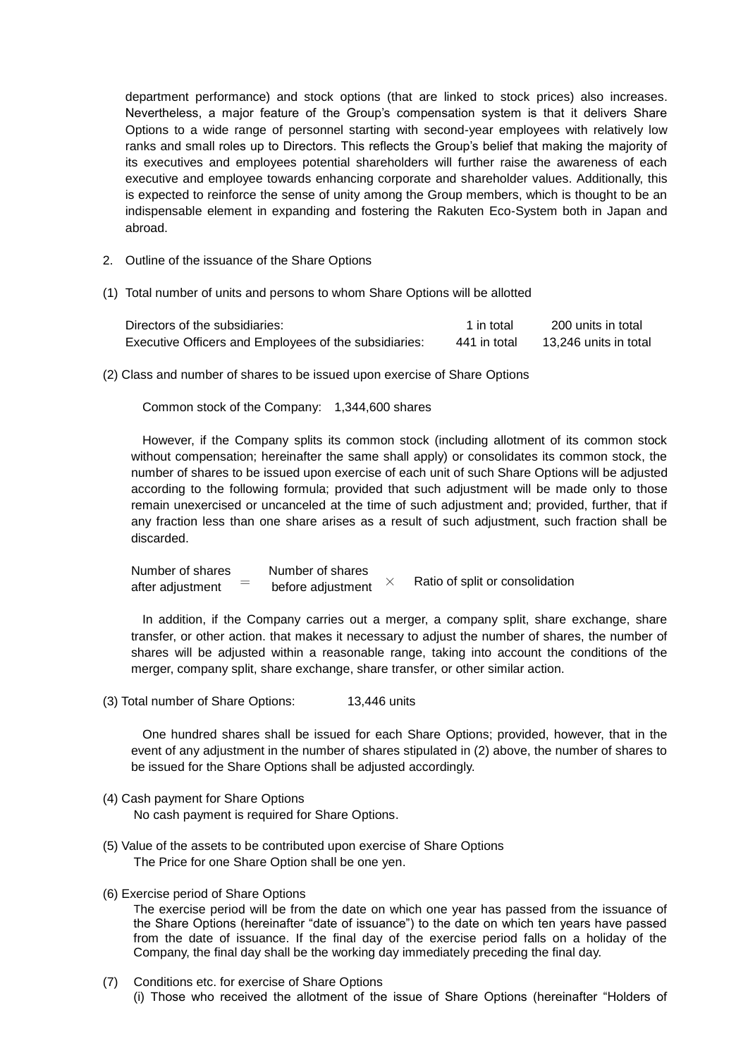department performance) and stock options (that are linked to stock prices) also increases. Nevertheless, a major feature of the Group's compensation system is that it delivers Share Options to a wide range of personnel starting with second-year employees with relatively low ranks and small roles up to Directors. This reflects the Group's belief that making the majority of its executives and employees potential shareholders will further raise the awareness of each executive and employee towards enhancing corporate and shareholder values. Additionally, this is expected to reinforce the sense of unity among the Group members, which is thought to be an indispensable element in expanding and fostering the Rakuten Eco-System both in Japan and abroad.

2. Outline of the issuance of the Share Options

(1) Total number of units and persons to whom Share Options will be allotted

| | | |
|---|---|---|
| Directors of the subsidiaries: | 1 in total | 200 units in total |
| Executive Officers and Employees of the subsidiaries: | 441 in total | 13,246 units in total |

(2) Class and number of shares to be issued upon exercise of Share Options

Common stock of the Company: 1,344,600 shares

However, if the Company splits its common stock (including allotment of its common stock without compensation; hereinafter the same shall apply) or consolidates its common stock, the number of shares to be issued upon exercise of each unit of such Share Options will be adjusted according to the following formula; provided that such adjustment will be made only to those remain unexercised or uncanceled at the time of such adjustment and; provided, further, that if any fraction less than one share arises as a result of such adjustment, such fraction shall be discarded.

$$\text{Number of shares after adjustment} = \text{Number of shares before adjustment} \times \text{Ratio of split or consolidation}$$

In addition, if the Company carries out a merger, a company split, share exchange, share transfer, or other action. that makes it necessary to adjust the number of shares, the number of shares will be adjusted within a reasonable range, taking into account the conditions of the merger, company split, share exchange, share transfer, or other similar action.

(3) Total number of Share Options: 13,446 units

One hundred shares shall be issued for each Share Options; provided, however, that in the event of any adjustment in the number of shares stipulated in (2) above, the number of shares to be issued for the Share Options shall be adjusted accordingly.

(4) Cash payment for Share Options

No cash payment is required for Share Options.

(5) Value of the assets to be contributed upon exercise of Share Options

The Price for one Share Option shall be one yen.

(6) Exercise period of Share Options

The exercise period will be from the date on which one year has passed from the issuance of the Share Options (hereinafter "date of issuance") to the date on which ten years have passed from the date of issuance. If the final day of the exercise period falls on a holiday of the Company, the final day shall be the working day immediately preceding the final day.

(7) Conditions etc. for exercise of Share Options

(i) Those who received the allotment of the issue of Share Options (hereinafter "Holders of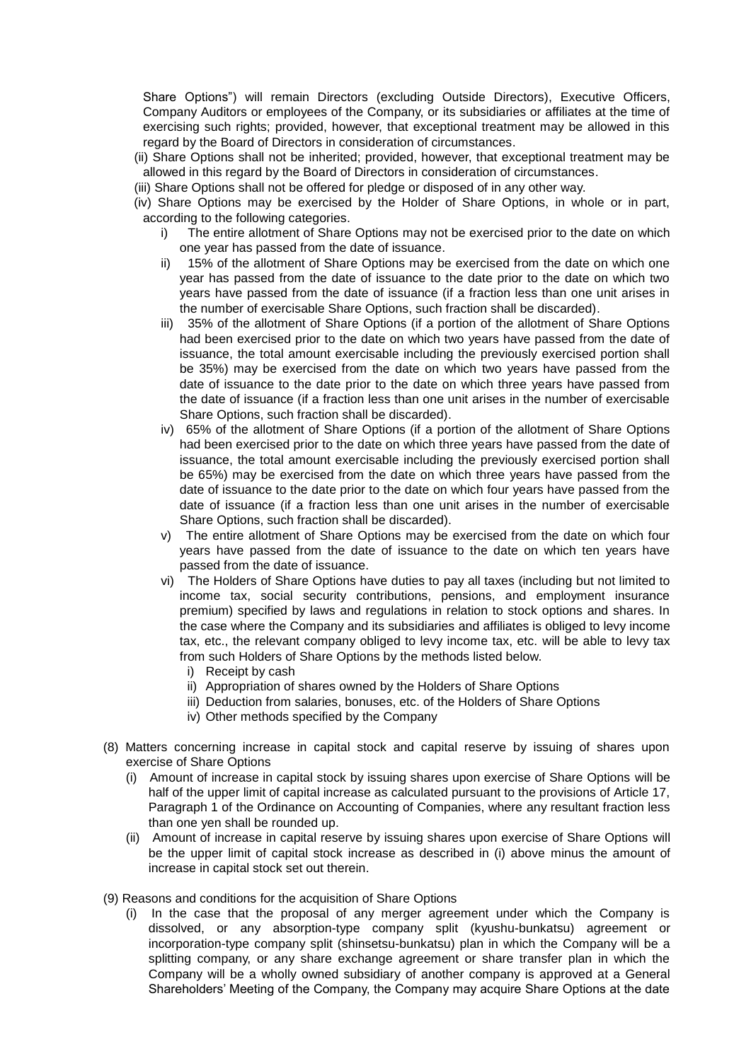Share Options") will remain Directors (excluding Outside Directors), Executive Officers, Company Auditors or employees of the Company, or its subsidiaries or affiliates at the time of exercising such rights; provided, however, that exceptional treatment may be allowed in this regard by the Board of Directors in consideration of circumstances.

(ii) Share Options shall not be inherited; provided, however, that exceptional treatment may be allowed in this regard by the Board of Directors in consideration of circumstances.

(iii) Share Options shall not be offered for pledge or disposed of in any other way.

(iv) Share Options may be exercised by the Holder of Share Options, in whole or in part, according to the following categories.

- i) The entire allotment of Share Options may not be exercised prior to the date on which one year has passed from the date of issuance.
- ii) 15% of the allotment of Share Options may be exercised from the date on which one year has passed from the date of issuance to the date prior to the date on which two years have passed from the date of issuance (if a fraction less than one unit arises in the number of exercisable Share Options, such fraction shall be discarded).
- iii) 35% of the allotment of Share Options (if a portion of the allotment of Share Options had been exercised prior to the date on which two years have passed from the date of issuance, the total amount exercisable including the previously exercised portion shall be 35%) may be exercised from the date on which two years have passed from the date of issuance to the date prior to the date on which three years have passed from the date of issuance (if a fraction less than one unit arises in the number of exercisable Share Options, such fraction shall be discarded).
- iv) 65% of the allotment of Share Options (if a portion of the allotment of Share Options had been exercised prior to the date on which three years have passed from the date of issuance, the total amount exercisable including the previously exercised portion shall be 65%) may be exercised from the date on which three years have passed from the date of issuance to the date prior to the date on which four years have passed from the date of issuance (if a fraction less than one unit arises in the number of exercisable Share Options, such fraction shall be discarded).
- v) The entire allotment of Share Options may be exercised from the date on which four years have passed from the date of issuance to the date on which ten years have passed from the date of issuance.
- vi) The Holders of Share Options have duties to pay all taxes (including but not limited to income tax, social security contributions, pensions, and employment insurance premium) specified by laws and regulations in relation to stock options and shares. In the case where the Company and its subsidiaries and affiliates is obliged to levy income tax, etc., the relevant company obliged to levy income tax, etc. will be able to levy tax from such Holders of Share Options by the methods listed below.
  - i) Receipt by cash
  - ii) Appropriation of shares owned by the Holders of Share Options
  - iii) Deduction from salaries, bonuses, etc. of the Holders of Share Options
  - iv) Other methods specified by the Company

(8) Matters concerning increase in capital stock and capital reserve by issuing of shares upon exercise of Share Options

(i) Amount of increase in capital stock by issuing shares upon exercise of Share Options will be half of the upper limit of capital increase as calculated pursuant to the provisions of Article 17, Paragraph 1 of the Ordinance on Accounting of Companies, where any resultant fraction less than one yen shall be rounded up.

(ii) Amount of increase in capital reserve by issuing shares upon exercise of Share Options will be the upper limit of capital stock increase as described in (i) above minus the amount of increase in capital stock set out therein.

(9) Reasons and conditions for the acquisition of Share Options

(i) In the case that the proposal of any merger agreement under which the Company is dissolved, or any absorption-type company split (kyushu-bunkatsu) agreement or incorporation-type company split (shinsetsu-bunkatsu) plan in which the Company will be a splitting company, or any share exchange agreement or share transfer plan in which the Company will be a wholly owned subsidiary of another company is approved at a General Shareholders' Meeting of the Company, the Company may acquire Share Options at the date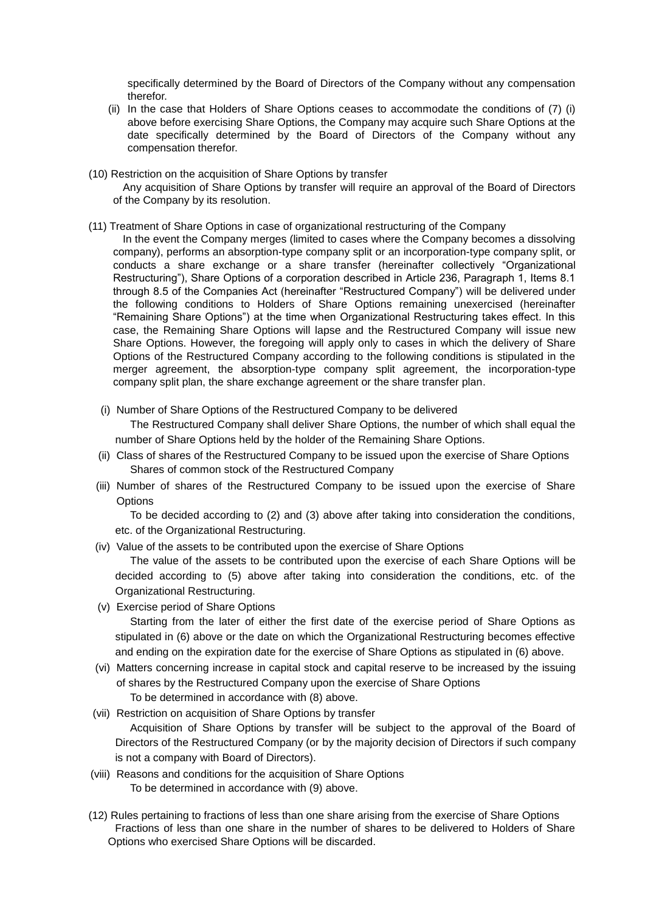specifically determined by the Board of Directors of the Company without any compensation therefor.

(ii) In the case that Holders of Share Options ceases to accommodate the conditions of (7) (i) above before exercising Share Options, the Company may acquire such Share Options at the date specifically determined by the Board of Directors of the Company without any compensation therefor.

(10) Restriction on the acquisition of Share Options by transfer

Any acquisition of Share Options by transfer will require an approval of the Board of Directors of the Company by its resolution.

(11) Treatment of Share Options in case of organizational restructuring of the Company

In the event the Company merges (limited to cases where the Company becomes a dissolving company), performs an absorption-type company split or an incorporation-type company split, or conducts a share exchange or a share transfer (hereinafter collectively "Organizational Restructuring"), Share Options of a corporation described in Article 236, Paragraph 1, Items 8.1 through 8.5 of the Companies Act (hereinafter "Restructured Company") will be delivered under the following conditions to Holders of Share Options remaining unexercised (hereinafter "Remaining Share Options") at the time when Organizational Restructuring takes effect. In this case, the Remaining Share Options will lapse and the Restructured Company will issue new Share Options. However, the foregoing will apply only to cases in which the delivery of Share Options of the Restructured Company according to the following conditions is stipulated in the merger agreement, the absorption-type company split agreement, the incorporation-type company split plan, the share exchange agreement or the share transfer plan.

(i) Number of Share Options of the Restructured Company to be delivered

The Restructured Company shall deliver Share Options, the number of which shall equal the number of Share Options held by the holder of the Remaining Share Options.

(ii) Class of shares of the Restructured Company to be issued upon the exercise of Share Options

Shares of common stock of the Restructured Company

(iii) Number of shares of the Restructured Company to be issued upon the exercise of Share Options

To be decided according to (2) and (3) above after taking into consideration the conditions, etc. of the Organizational Restructuring.

(iv) Value of the assets to be contributed upon the exercise of Share Options

The value of the assets to be contributed upon the exercise of each Share Options will be decided according to (5) above after taking into consideration the conditions, etc. of the Organizational Restructuring.

(v) Exercise period of Share Options

Starting from the later of either the first date of the exercise period of Share Options as stipulated in (6) above or the date on which the Organizational Restructuring becomes effective and ending on the expiration date for the exercise of Share Options as stipulated in (6) above.

(vi) Matters concerning increase in capital stock and capital reserve to be increased by the issuing of shares by the Restructured Company upon the exercise of Share Options

To be determined in accordance with (8) above.

(vii) Restriction on acquisition of Share Options by transfer

Acquisition of Share Options by transfer will be subject to the approval of the Board of Directors of the Restructured Company (or by the majority decision of Directors if such company is not a company with Board of Directors).

(viii) Reasons and conditions for the acquisition of Share Options

To be determined in accordance with (9) above.

(12) Rules pertaining to fractions of less than one share arising from the exercise of Share Options

Fractions of less than one share in the number of shares to be delivered to Holders of Share Options who exercised Share Options will be discarded.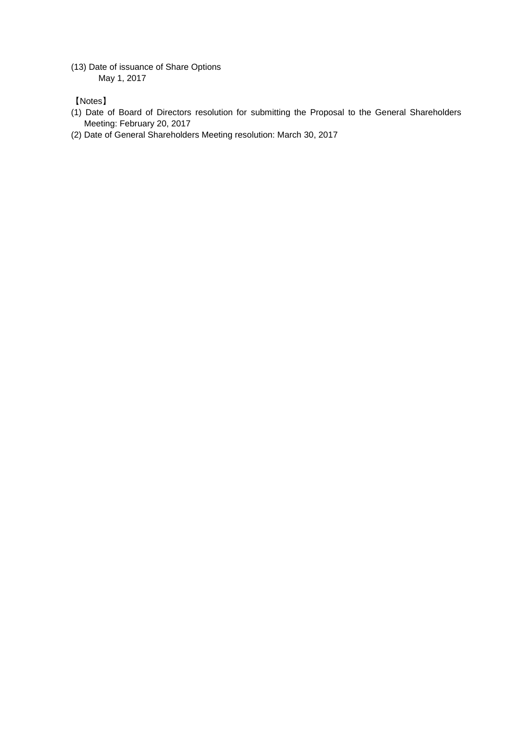(13) Date of issuance of Share Options

May 1, 2017

【Notes】

(1) Date of Board of Directors resolution for submitting the Proposal to the General Shareholders Meeting: February 20, 2017

(2) Date of General Shareholders Meeting resolution: March 30, 2017